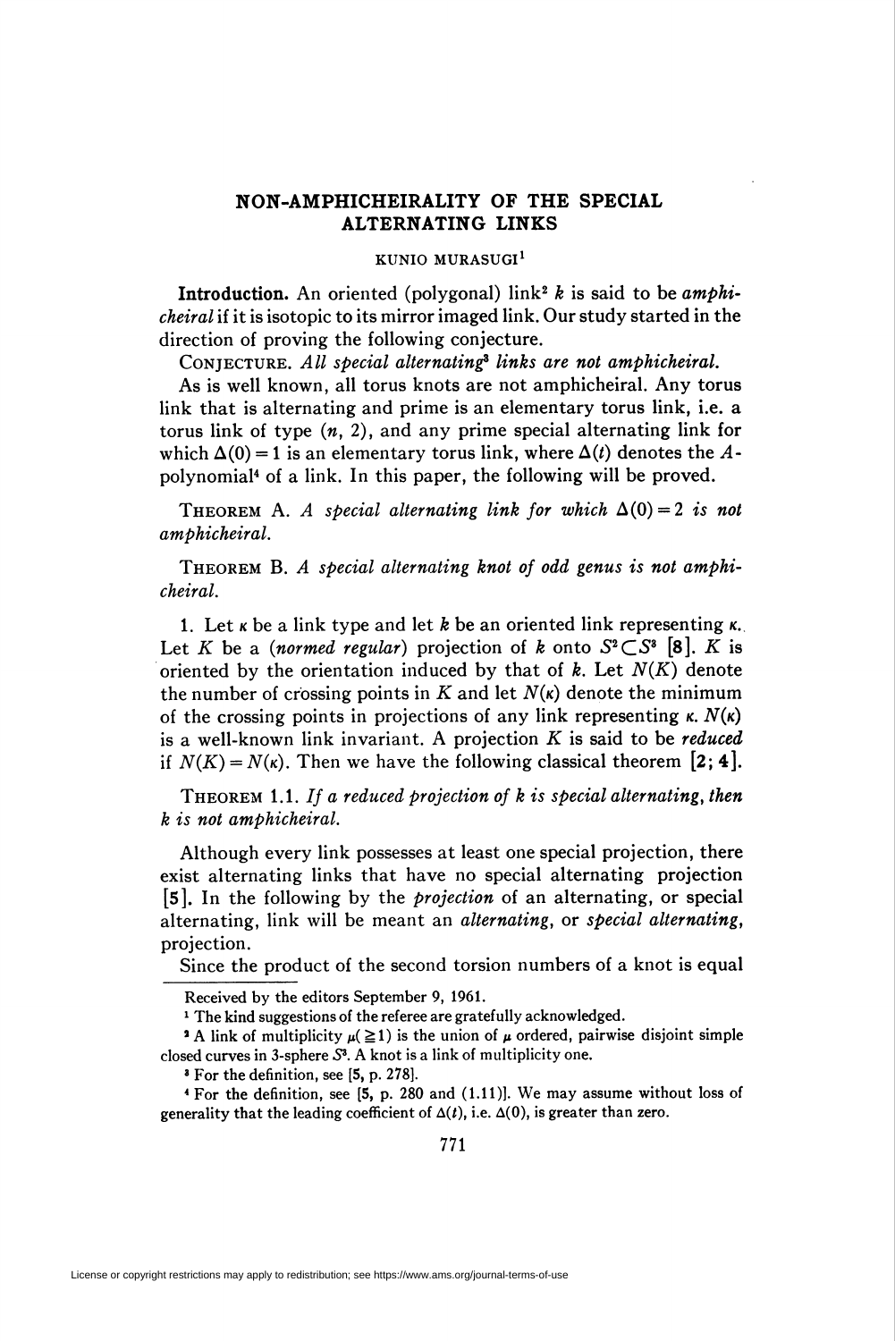# NON-AMPHICHEIRALITY OF THE SPECIAL ALTERNATING LINKS

KUNIO MURASUGI[1]

**Introduction.** An oriented (polygonal) link[2] $k$ is said to be *amphicheiral* if it is isotopic to its mirror imaged link. Our study started in the direction of proving the following conjecture.

CONJECTURE. *All special alternating*[3] *links are not amphicheiral.*

As is well known, all torus knots are not amphicheiral. Any torus link that is alternating and prime is an elementary torus link, i.e. a torus link of type $(n, 2)$, and any prime special alternating link for which $\Delta(0)=1$ is an elementary torus link, where $\Delta(t)$ denotes the $A$-polynomial[4] of a link. In this paper, the following will be proved.

THEOREM A. *A special alternating link for which $\Delta(0)=2$ is not amphicheiral.*

THEOREM B. *A special alternating knot of odd genus is not amphicheiral.*

1. Let $\kappa$ be a link type and let $k$ be an oriented link representing $\kappa$. Let $K$ be a (*normed regular*) projection of $k$ onto $S^2 \subset S^3$ [8]. $K$ is oriented by the orientation induced by that of $k$. Let $N(K)$ denote the number of crossing points in $K$ and let $N(\kappa)$ denote the minimum of the crossing points in projections of any link representing $\kappa$. $N(\kappa)$ is a well-known link invariant. A projection $K$ is said to be *reduced* if $N(K)=N(\kappa)$. Then we have the following classical theorem [2; 4].

THEOREM 1.1. *If a reduced projection of $k$ is special alternating, then $k$ is not amphicheiral.*

Although every link possesses at least one special projection, there exist alternating links that have no special alternating projection [5]. In the following by the *projection* of an alternating, or special alternating, link will be meant an *alternating*, or *special alternating*, projection.

Since the product of the second torsion numbers of a knot is equal

---

Received by the editors September 9, 1961.

[1] The kind suggestions of the referee are gratefully acknowledged.

[2] A link of multiplicity $\mu(\geqq 1)$ is the union of $\mu$ ordered, pairwise disjoint simple closed curves in 3-sphere $S^3$. A knot is a link of multiplicity one.

[3] For the definition, see [5, p. 278].

[4] For the definition, see [5, p. 280 and (1.11)]. We may assume without loss of generality that the leading coefficient of $\Delta(t)$, i.e. $\Delta(0)$, is greater than zero.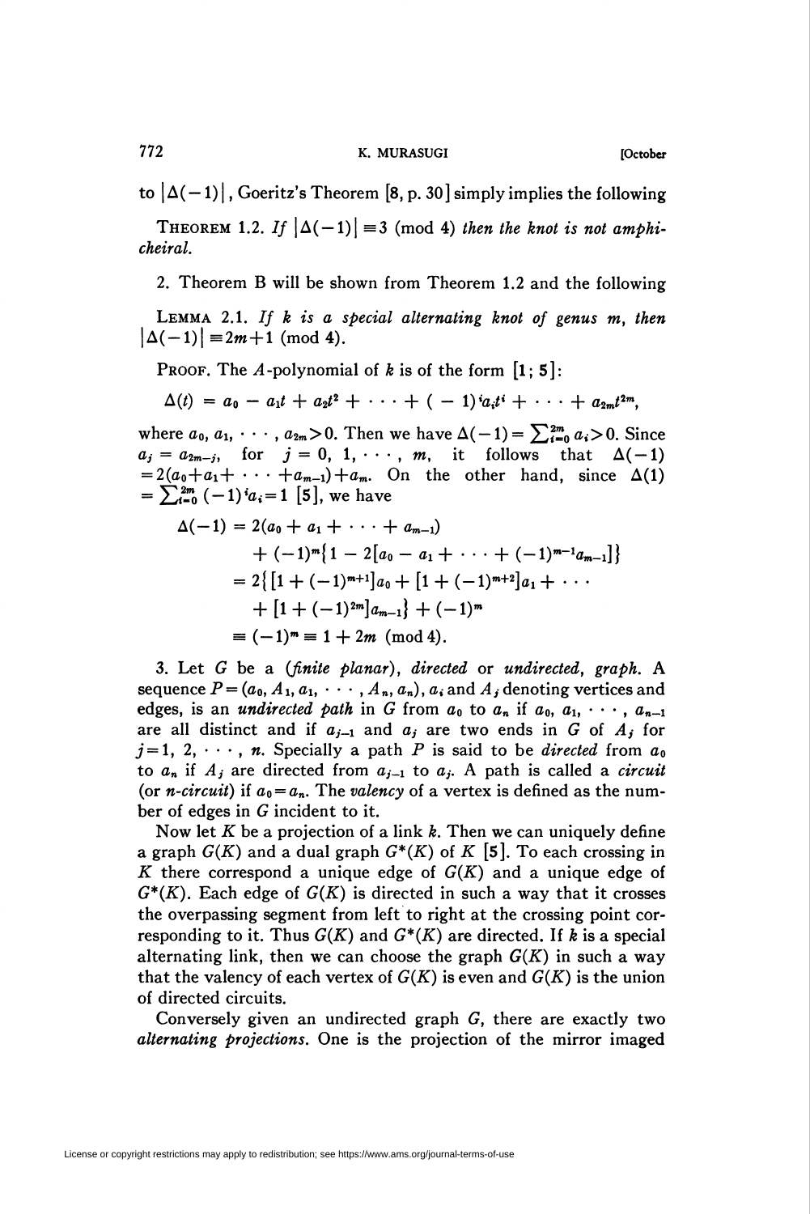to $|\Delta(-1)|$, Goeritz's Theorem [8, p. 30] simply implies the following

THEOREM 1.2. *If* $|\Delta(-1)| \equiv 3 \pmod 4$ *then the knot is not amphicheiral.*

2. Theorem B will be shown from Theorem 1.2 and the following

LEMMA 2.1. *If* $k$ *is a special alternating knot of genus* $m$, *then* $|\Delta(-1)| \equiv 2m+1 \pmod 4$.

PROOF. The $A$-polynomial of $k$ is of the form [1; 5]:

$$\Delta(t) = a_0 - a_1 t + a_2 t^2 + \cdots + (-1)^i a_i t^i + \cdots + a_{2m} t^{2m},$$

where $a_0, a_1, \cdots, a_{2m} > 0$. Then we have $\Delta(-1) = \sum_{i=0}^{2m} a_i > 0$. Since $a_j = a_{2m-j}$, for $j = 0, 1, \cdots, m$, it follows that $\Delta(-1) = 2(a_0 + a_1 + \cdots + a_{m-1}) + a_m$. On the other hand, since $\Delta(1) = \sum_{i=0}^{2m} (-1)^i a_i = 1$ [5], we have

$$\begin{aligned}
\Delta(-1) &= 2(a_0 + a_1 + \cdots + a_{m-1}) \\
&\quad + (-1)^m \{1 - 2[a_0 - a_1 + \cdots + (-1)^{m-1} a_{m-1}]\} \\
&= 2\{[1 + (-1)^{m+1}]a_0 + [1 + (-1)^{m+2}]a_1 + \cdots \\
&\quad + [1 + (-1)^{2m}]a_{m-1}\} + (-1)^m \\
&\equiv (-1)^m \equiv 1 + 2m \pmod 4.
\end{aligned}$$

3. Let $G$ be a (*finite planar*), *directed* or *undirected*, *graph*. A sequence $P = (a_0, A_1, a_1, \cdots, A_n, a_n)$, $a_i$ and $A_j$ denoting vertices and edges, is an *undirected path* in $G$ from $a_0$ to $a_n$ if $a_0, a_1, \cdots, a_{n-1}$ are all distinct and if $a_{j-1}$ and $a_j$ are two ends in $G$ of $A_j$ for $j = 1, 2, \cdots, n$. Specially a path $P$ is said to be *directed* from $a_0$ to $a_n$ if $A_j$ are directed from $a_{j-1}$ to $a_j$. A path is called a *circuit* (or *n-circuit*) if $a_0 = a_n$. The *valency* of a vertex is defined as the number of edges in $G$ incident to it.

Now let $K$ be a projection of a link $k$. Then we can uniquely define a graph $G(K)$ and a dual graph $G^*(K)$ of $K$ [5]. To each crossing in $K$ there correspond a unique edge of $G(K)$ and a unique edge of $G^*(K)$. Each edge of $G(K)$ is directed in such a way that it crosses the overpassing segment from left to right at the crossing point corresponding to it. Thus $G(K)$ and $G^*(K)$ are directed. If $k$ is a special alternating link, then we can choose the graph $G(K)$ in such a way that the valency of each vertex of $G(K)$ is even and $G(K)$ is the union of directed circuits.

Conversely given an undirected graph $G$, there are exactly two *alternating projections*. One is the projection of the mirror imaged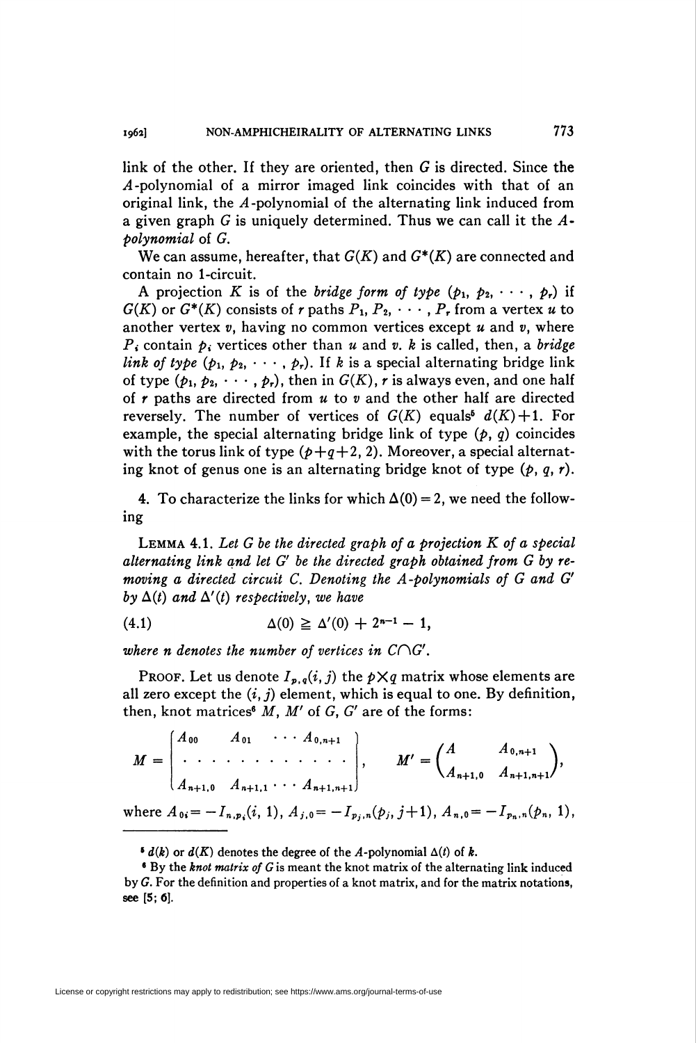link of the other. If they are oriented, then $G$ is directed. Since the $A$-polynomial of a mirror imaged link coincides with that of an original link, the $A$-polynomial of the alternating link induced from a given graph $G$ is uniquely determined. Thus we can call it the *$A$-polynomial* of $G$.

We can assume, hereafter, that $G(K)$ and $G^*(K)$ are connected and contain no 1-circuit.

A projection $K$ is of the *bridge form of type* $(p_1, p_2, \cdots, p_r)$ if $G(K)$ or $G^*(K)$ consists of $r$ paths $P_1, P_2, \cdots, P_r$ from a vertex $u$ to another vertex $v$, having no common vertices except $u$ and $v$, where $P_i$ contain $p_i$ vertices other than $u$ and $v$. $k$ is called, then, a *bridge link of type* $(p_1, p_2, \cdots, p_r)$. If $k$ is a special alternating bridge link of type $(p_1, p_2, \cdots, p_r)$, then in $G(K)$, $r$ is always even, and one half of $r$ paths are directed from $u$ to $v$ and the other half are directed reversely. The number of vertices of $G(K)$ equals[5] $d(K)+1$. For example, the special alternating bridge link of type $(p, q)$ coincides with the torus link of type $(p+q+2, 2)$. Moreover, a special alternating knot of genus one is an alternating bridge knot of type $(p, q, r)$.

4. To characterize the links for which $\Delta(0)=2$, we need the following

LEMMA 4.1. *Let $G$ be the directed graph of a projection $K$ of a special alternating link and let $G'$ be the directed graph obtained from $G$ by removing a directed circuit $C$. Denoting the $A$-polynomials of $G$ and $G'$ by $\Delta(t)$ and $\Delta'(t)$ respectively, we have*

$$\Delta(0) \geqq \Delta'(0) + 2^{n-1} - 1, \tag{4.1}$$

*where $n$ denotes the number of vertices in $C \cap G'$.*

PROOF. Let us denote $I_{p,q}(i, j)$ the $p \times q$ matrix whose elements are all zero except the $(i, j)$ element, which is equal to one. By definition, then, knot matrices[6] $M$, $M'$ of $G$, $G'$ are of the forms:

$$M = \begin{bmatrix} A_{00} & A_{01} & \cdots & A_{0,n+1} \\ \cdot & \cdot & \cdot & \cdot \\ A_{n+1,0} & A_{n+1,1} & \cdots & A_{n+1,n+1} \end{bmatrix}, \qquad M' = \begin{pmatrix} A & A_{0,n+1} \\ A_{n+1,0} & A_{n+1,n+1} \end{pmatrix},$$

where $A_{0i} = -I_{n,p_i}(i, 1)$, $A_{j,0} = -I_{p_j,n}(p_j, j+1)$, $A_{n,0} = -I_{p_n,n}(p_n, 1)$,

---

[5] $d(k)$ or $d(K)$ denotes the degree of the $A$-polynomial $\Delta(t)$ of $k$.

[6] By the *knot matrix of* $G$ is meant the knot matrix of the alternating link induced by $G$. For the definition and properties of a knot matrix, and for the matrix notations, see [5; 6].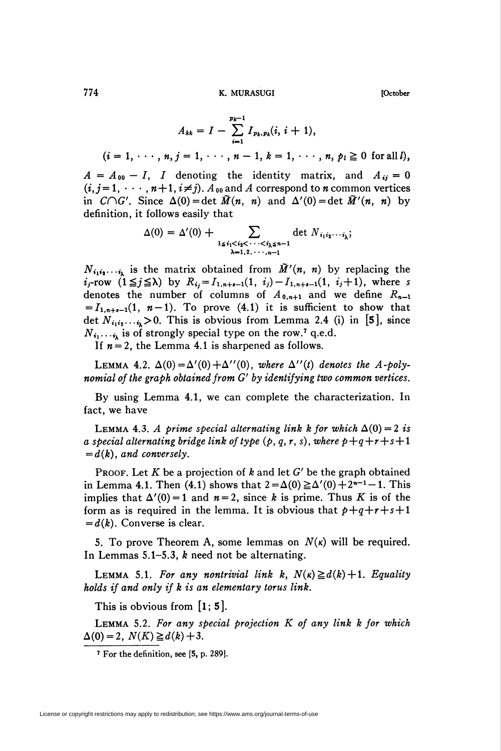$$A_{kk} = I - \sum_{i=1}^{p_k - 1} I_{p_k, p_k}(i, i+1),$$

$$(i = 1, \cdots, n, j = 1, \cdots, n-1, k = 1, \cdots, n, p_l \geqq 0 \text{ for all } l),$$

$A = A_{00} - I$, $I$ denoting the identity matrix, and $A_{ij} = 0$ $(i, j = 1, \cdots, n+1, i \neq j)$. $A_{00}$ and $A$ correspond to $n$ common vertices in $C \cap G'$. Since $\Delta(0) = \det \tilde{M}(n, n)$ and $\Delta'(0) = \det \tilde{M}'(n, n)$ by definition, it follows easily that

$$\Delta(0) = \Delta'(0) + \sum_{\substack{1 \leq i_1 < i_2 < \cdots < i_\lambda \leq n-1 \\ \lambda = 1, 2, \cdots, n-1}} \det N_{i_1 i_2 \cdots i_\lambda};$$

$N_{i_1 i_2 \cdots i_\lambda}$ is the matrix obtained from $\tilde{M}'(n, n)$ by replacing the $i_j$-row $(1 \leqq j \leqq \lambda)$ by $R_{i_j} = I_{1, n+s-1}(1, i_j) - I_{1, n+s-1}(1, i_j + 1)$, where $s$ denotes the number of columns of $A_{0, n+1}$ and we define $R_{n-1} = I_{1, n+s-1}(1, n-1)$. To prove (4.1) it is sufficient to show that $\det N_{i_1 i_2 \cdots i_\lambda} > 0$. This is obvious from Lemma 2.4 (i) in [**5**], since $N_{i_1 \cdots i_\lambda}$ is of strongly special type on the row.[7] q.e.d.

If $n = 2$, the Lemma 4.1 is sharpened as follows.

LEMMA 4.2. *$\Delta(0) = \Delta'(0) + \Delta''(0)$, where $\Delta''(t)$ denotes the $A$-polynomial of the graph obtained from $G'$ by identifying two common vertices.*

By using Lemma 4.1, we can complete the characterization. In fact, we have

LEMMA 4.3. *A prime special alternating link $k$ for which $\Delta(0) = 2$ is a special alternating bridge link of type $(p, q, r, s)$, where $p + q + r + s + 1 = d(k)$, and conversely.*

PROOF. Let $K$ be a projection of $k$ and let $G'$ be the graph obtained in Lemma 4.1. Then (4.1) shows that $2 = \Delta(0) \geqq \Delta'(0) + 2^{n-1} - 1$. This implies that $\Delta'(0) = 1$ and $n = 2$, since $k$ is prime. Thus $K$ is of the form as is required in the lemma. It is obvious that $p + q + r + s + 1 = d(k)$. Converse is clear.

5. To prove Theorem A, some lemmas on $N(\kappa)$ will be required. In Lemmas 5.1–5.3, $k$ need not be alternating.

LEMMA 5.1. *For any nontrivial link $k$, $N(\kappa) \geqq d(k) + 1$. Equality holds if and only if $k$ is an elementary torus link.*

This is obvious from [**1**; **5**].

LEMMA 5.2. *For any special projection $K$ of any link $k$ for which $\Delta(0) = 2$, $N(K) \geqq d(k) + 3$.*

---

[7] For the definition, see [5, p. 289].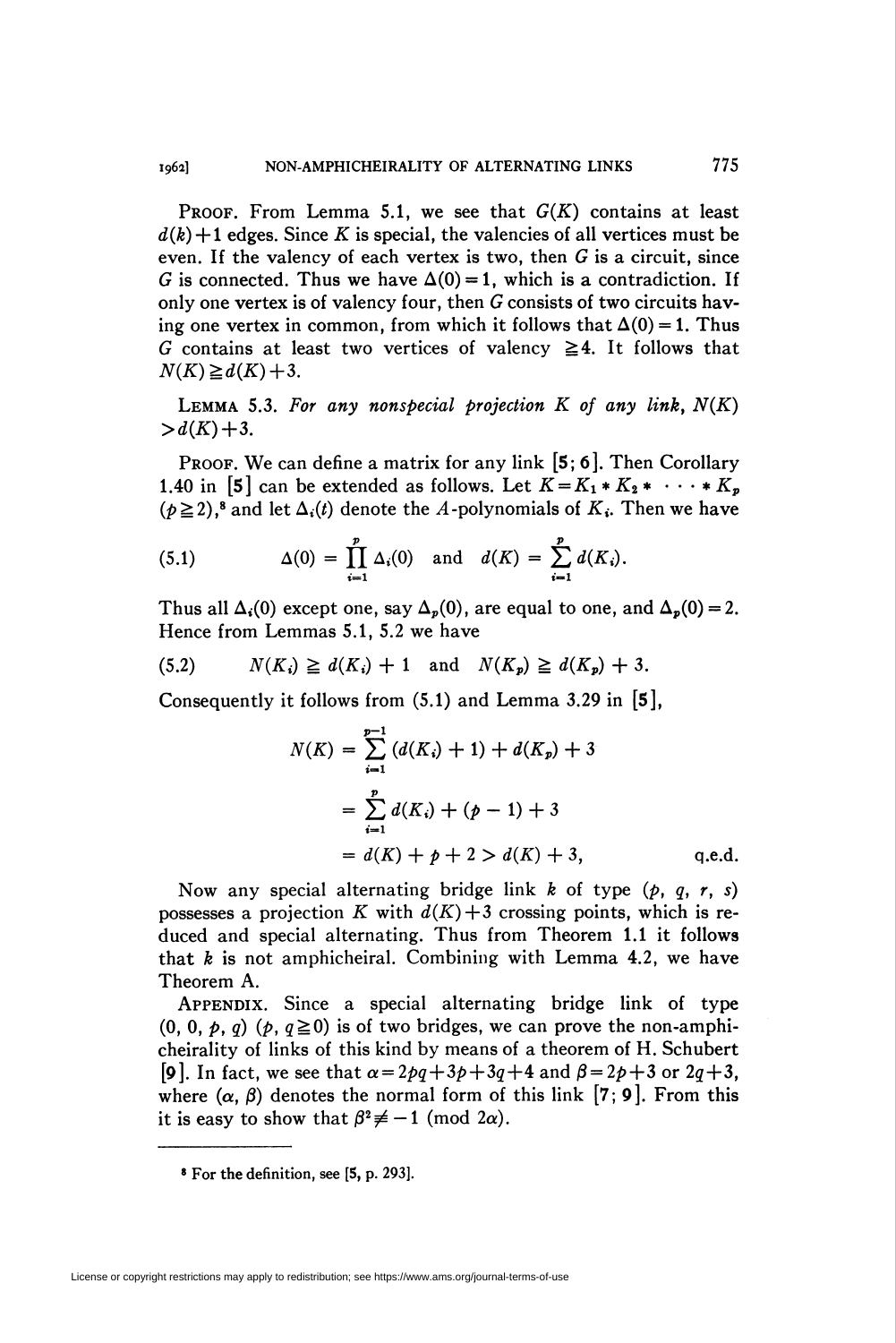PROOF. From Lemma 5.1, we see that $G(K)$ contains at least $d(k)+1$ edges. Since $K$ is special, the valencies of all vertices must be even. If the valency of each vertex is two, then $G$ is a circuit, since $G$ is connected. Thus we have $\Delta(0)=1$, which is a contradiction. If only one vertex is of valency four, then $G$ consists of two circuits having one vertex in common, from which it follows that $\Delta(0)=1$. Thus $G$ contains at least two vertices of valency $\geqq 4$. It follows that $N(K) \geqq d(K)+3$.

LEMMA 5.3. *For any nonspecial projection $K$ of any link, $N(K) > d(K)+3$.*

PROOF. We can define a matrix for any link [5; 6]. Then Corollary 1.40 in [5] can be extended as follows. Let $K=K_1 * K_2 * \cdots * K_p$ $(p \geqq 2)$,[8] and let $\Delta_i(t)$ denote the $A$-polynomials of $K_i$. Then we have

$$
(5.1) \qquad \Delta(0) = \prod_{i=1}^{p} \Delta_i(0) \quad \text{and} \quad d(K) = \sum_{i=1}^{p} d(K_i).
$$

Thus all $\Delta_i(0)$ except one, say $\Delta_p(0)$, are equal to one, and $\Delta_p(0)=2$. Hence from Lemmas 5.1, 5.2 we have

$$
(5.2) \qquad N(K_i) \geqq d(K_i)+1 \quad \text{and} \quad N(K_p) \geqq d(K_p)+3.
$$

Consequently it follows from (5.1) and Lemma 3.29 in [5],

$$
\begin{aligned}
N(K) &= \sum_{i=1}^{p-1} (d(K_i)+1) + d(K_p) + 3 \\
&= \sum_{i=1}^{p} d(K_i) + (p-1) + 3 \\
&= d(K) + p + 2 > d(K) + 3, \qquad \text{q.e.d.}
\end{aligned}
$$

Now any special alternating bridge link $k$ of type $(p, q, r, s)$ possesses a projection $K$ with $d(K)+3$ crossing points, which is reduced and special alternating. Thus from Theorem 1.1 it follows that $k$ is not amphicheiral. Combining with Lemma 4.2, we have Theorem A.

APPENDIX. Since a special alternating bridge link of type $(0, 0, p, q)$ $(p, q \geqq 0)$ is of two bridges, we can prove the non-amphicheirality of links of this kind by means of a theorem of H. Schubert [9]. In fact, we see that $\alpha = 2pq+3p+3q+4$ and $\beta = 2p+3$ or $2q+3$, where $(\alpha, \beta)$ denotes the normal form of this link [7; 9]. From this it is easy to show that $\beta^2 \not\equiv -1 \pmod{2\alpha}$.

---

[8] For the definition, see [5, p. 293].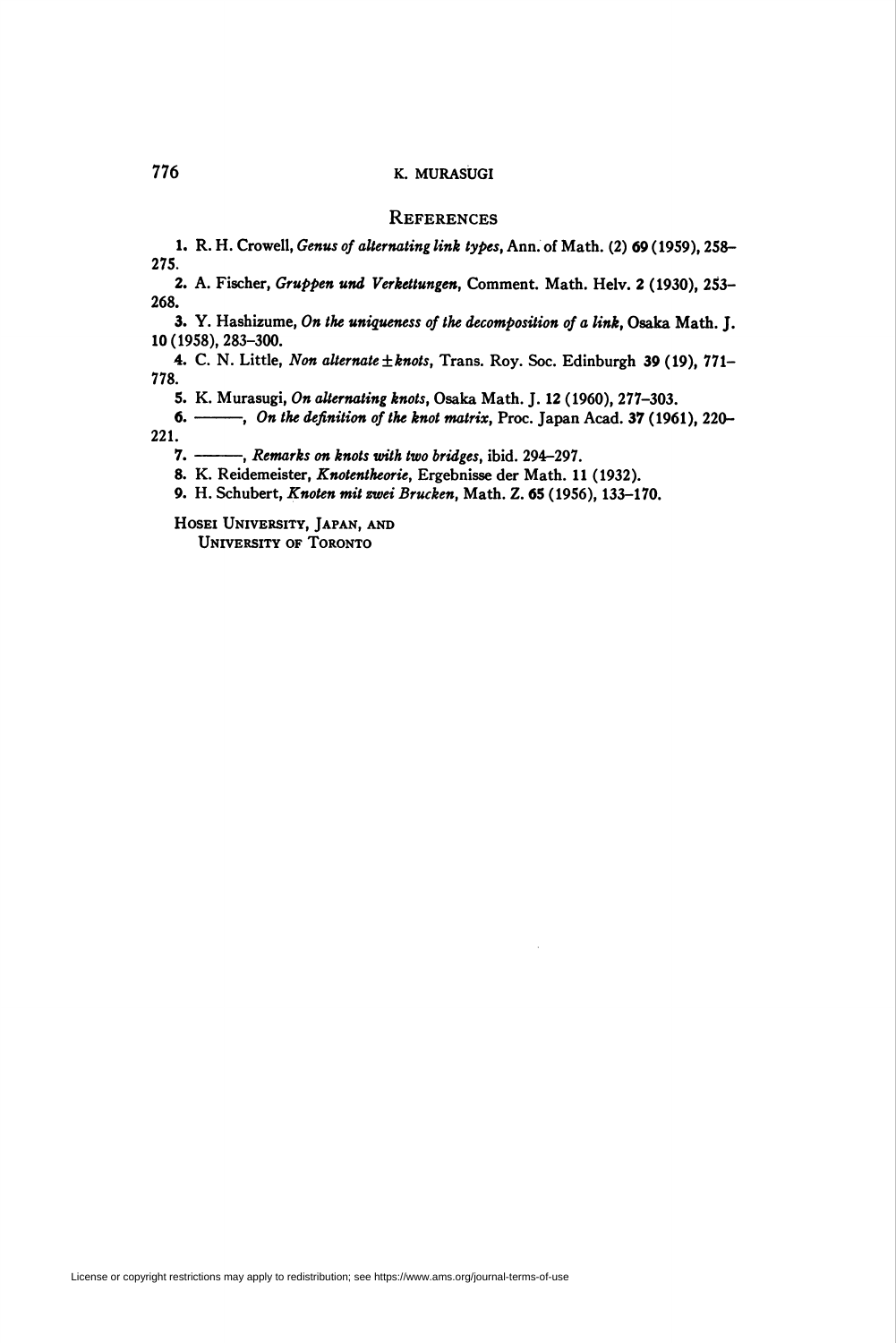## References

1. R. H. Crowell, *Genus of alternating link types*, Ann. of Math. (2) **69** (1959), 258–275.

2. A. Fischer, *Gruppen und Verkettungen*, Comment. Math. Helv. **2** (1930), 253–268.

3. Y. Hashizume, *On the uniqueness of the decomposition of a link*, Osaka Math. J. 10 (1958), 283–300.

4. C. N. Little, *Non alternate ± knots*, Trans. Roy. Soc. Edinburgh **39** (19), 771–778.

5. K. Murasugi, *On alternating knots*, Osaka Math. J. **12** (1960), 277–303.

6. ———, *On the definition of the knot matrix*, Proc. Japan Acad. **37** (1961), 220–221.

7. ———, *Remarks on knots with two bridges*, ibid. 294–297.

8. K. Reidemeister, *Knotentheorie*, Ergebnisse der Math. **11** (1932).

9. H. Schubert, *Knoten mit zwei Brucken*, Math. Z. **65** (1956), 133–170.

Hosei University, Japan, and
University of Toronto